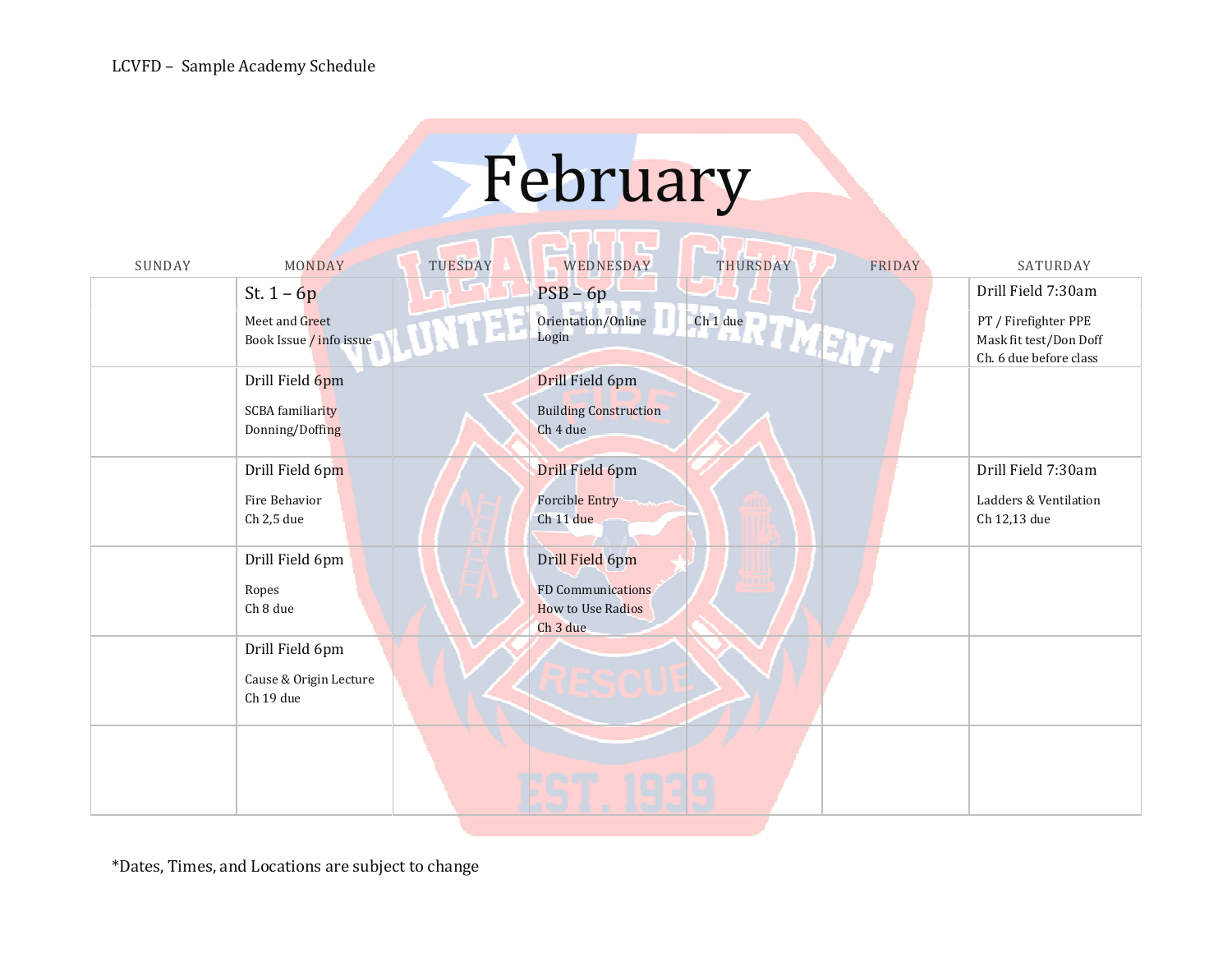LCVFD – Sample Academy Schedule

# February

| SUNDAY | MONDAY | TUESDAY | WEDNESDAY | THURSDAY | FRIDAY | SATURDAY |
|---|---|---|---|---|---|---|
| | St. 1 – 6p<br>Meet and Greet<br>Book Issue / info issue | | PSB – 6p<br>Orientation/Online Login | Ch 1 due | | Drill Field 7:30am<br>PT / Firefighter PPE<br>Mask fit test/Don Doff<br>Ch. 6 due before class |
| | Drill Field 6pm<br>SCBA familiarity<br>Donning/Doffing | | Drill Field 6pm<br>Building Construction<br>Ch 4 due | | | |
| | Drill Field 6pm<br>Fire Behavior<br>Ch 2,5 due | | Drill Field 6pm<br>Forcible Entry<br>Ch 11 due | | | Drill Field 7:30am<br>Ladders & Ventilation<br>Ch 12,13 due |
| | Drill Field 6pm<br>Ropes<br>Ch 8 due | | Drill Field 6pm<br>FD Communications<br>How to Use Radios<br>Ch 3 due | | | |
| | Drill Field 6pm<br>Cause & Origin Lecture<br>Ch 19 due | | | | | |
| | | | | | | |

*Dates, Times, and Locations are subject to change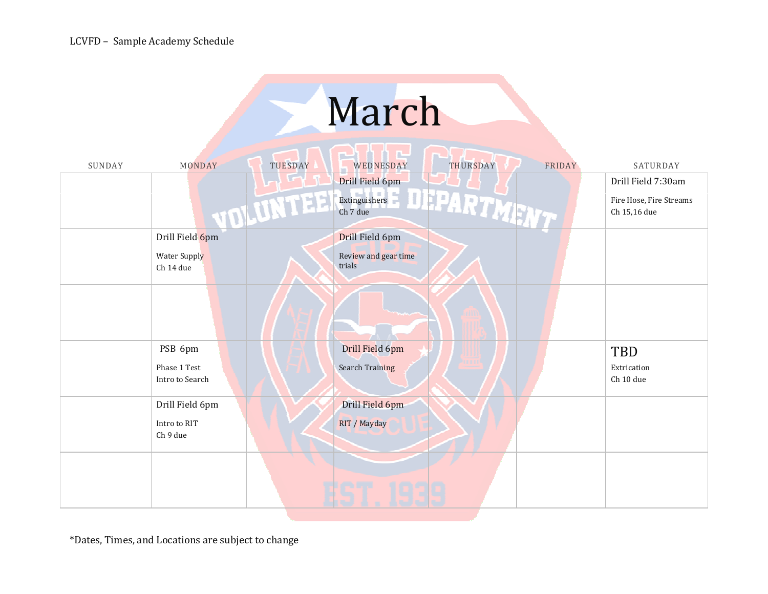LCVFD – Sample Academy Schedule

# March

| SUNDAY | MONDAY | TUESDAY | WEDNESDAY | THURSDAY | FRIDAY | SATURDAY |
|---|---|---|---|---|---|---|
| | | | Drill Field 6pm<br>Extinguishers<br>Ch 7 due | | | Drill Field 7:30am<br>Fire Hose, Fire Streams<br>Ch 15,16 due |
| | Drill Field 6pm<br>Water Supply<br>Ch 14 due | | Drill Field 6pm<br>Review and gear time trials | | | |
| | | | | | | |
| | PSB 6pm<br>Phase 1 Test<br>Intro to Search | | Drill Field 6pm<br>Search Training | | | TBD<br>Extrication<br>Ch 10 due |
| | Drill Field 6pm<br>Intro to RIT<br>Ch 9 due | | Drill Field 6pm<br>RIT / Mayday | | | |
| | | | | | | |

*Dates, Times, and Locations are subject to change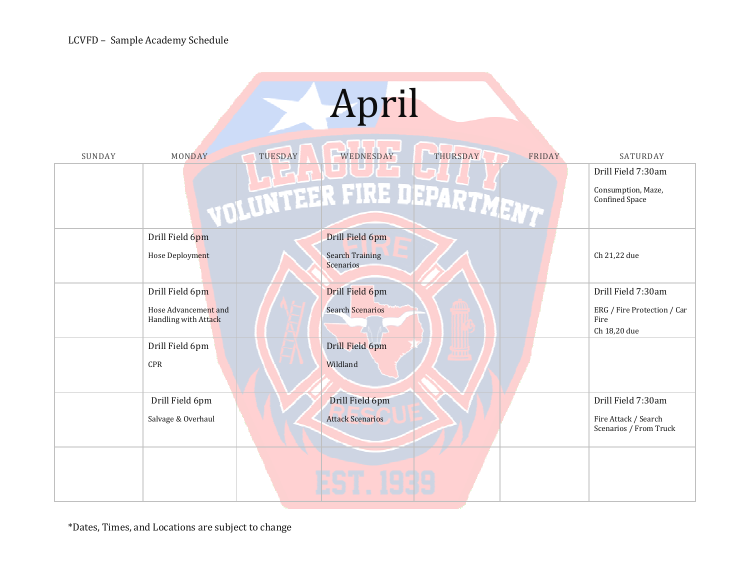LCVFD – Sample Academy Schedule

# April

| SUNDAY | MONDAY | TUESDAY | WEDNESDAY | THURSDAY | FRIDAY | SATURDAY |
|---|---|---|---|---|---|---|
| | | | | | | Drill Field 7:30am<br><br>Consumption, Maze, Confined Space |
| | Drill Field 6pm<br><br>Hose Deployment | | Drill Field 6pm<br><br>Search Training Scenarios | | | Ch 21,22 due |
| | Drill Field 6pm<br><br>Hose Advancement and Handling with Attack | | Drill Field 6pm<br><br>Search Scenarios | | | Drill Field 7:30am<br><br>ERG / Fire Protection / Car Fire<br>Ch 18,20 due |
| | Drill Field 6pm<br><br>CPR | | Drill Field 6pm<br><br>Wildland | | | |
| | Drill Field 6pm<br><br>Salvage & Overhaul | | Drill Field 6pm<br><br>Attack Scenarios | | | Drill Field 7:30am<br><br>Fire Attack / Search Scenarios / From Truck |
| | | | | | | |

*Dates, Times, and Locations are subject to change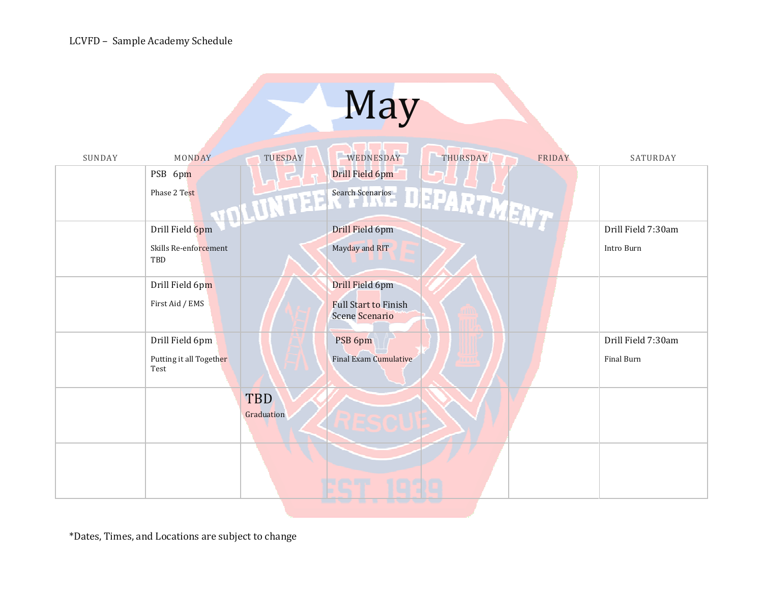LCVFD – Sample Academy Schedule

# May

| SUNDAY | MONDAY | TUESDAY | WEDNESDAY | THURSDAY | FRIDAY | SATURDAY |
|---|---|---|---|---|---|---|
| | PSB 6pm<br>Phase 2 Test | | Drill Field 6pm<br>Search Scenarios | | | |
| | Drill Field 6pm<br>Skills Re-enforcement TBD | | Drill Field 6pm<br>Mayday and RIT | | | Drill Field 7:30am<br>Intro Burn |
| | Drill Field 6pm<br>First Aid / EMS | | Drill Field 6pm<br>Full Start to Finish Scene Scenario | | | |
| | Drill Field 6pm<br>Putting it all Together Test | | PSB 6pm<br>Final Exam Cumulative | | | Drill Field 7:30am<br>Final Burn |
| | | TBD<br>Graduation | | | | |
| | | | | | | |

*Dates, Times, and Locations are subject to change